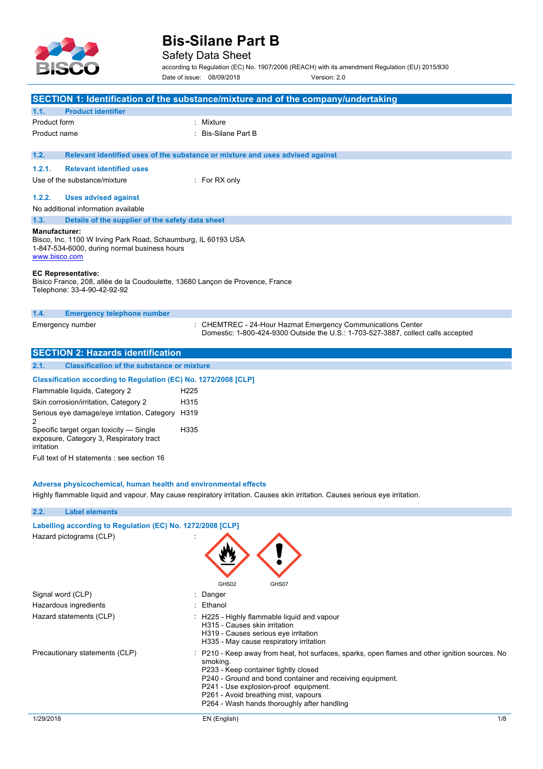# Bis-Silane Part B

Safety Data Sheet

according to Regulation (EC) No. 1907/2006 (REACH) with its amendment Regulation (EU) 2015/830

Date of issue: 08/09/2018 Version: 2.0

## SECTION 1: Identification of the substance/mixture and of the company/undertaking

### 1.1. Product identifier

| | |
|---|---|
| Product form | : Mixture |
| Product name | : Bis-Silane Part B |

### 1.2. Relevant identified uses of the substance or mixture and uses advised against

#### 1.2.1. Relevant identified uses

| | |
|---|---|
| Use of the substance/mixture | : For RX only |

#### 1.2.2. Uses advised against

No additional information available

### 1.3. Details of the supplier of the safety data sheet

**Manufacturer:**
Bisco, Inc. 1100 W Irving Park Road, Schaumburg, IL 60193 USA
1-847-534-6000, during normal business hours
www.bisco.com

**EC Representative:**
Bisico France, 208, allée de la Coudoulette, 13680 Lançon de Provence, France
Telephone: 33-4-90-42-92-92

### 1.4. Emergency telephone number

| | |
|---|---|
| Emergency number | : CHEMTREC - 24-Hour Hazmat Emergency Communications Center<br>Domestic: 1-800-424-9300 Outside the U.S.: 1-703-527-3887, collect calls accepted |

## SECTION 2: Hazards identification

### 2.1. Classification of the substance or mixture

**Classification according to Regulation (EC) No. 1272/2008 [CLP]**

| | |
|---|---|
| Flammable liquids, Category 2 | H225 |
| Skin corrosion/irritation, Category 2 | H315 |
| Serious eye damage/eye irritation, Category 2 | H319 |
| Specific target organ toxicity — Single exposure, Category 3, Respiratory tract irritation | H335 |

Full text of H statements : see section 16

**Adverse physicochemical, human health and environmental effects**

Highly flammable liquid and vapour. May cause respiratory irritation. Causes skin irritation. Causes serious eye irritation.

### 2.2. Label elements

**Labelling according to Regulation (EC) No. 1272/2008 [CLP]**

| | |
|---|---|
| Hazard pictograms (CLP) | : GHS02 GHS07 |
| Signal word (CLP) | : Danger |
| Hazardous ingredients | : Ethanol |
| Hazard statements (CLP) | : H225 - Highly flammable liquid and vapour<br>H315 - Causes skin irritation<br>H319 - Causes serious eye irritation<br>H335 - May cause respiratory irritation |
| Precautionary statements (CLP) | : P210 - Keep away from heat, hot surfaces, sparks, open flames and other ignition sources. No smoking.<br>P233 - Keep container tightly closed<br>P240 - Ground and bond container and receiving equipment.<br>P241 - Use explosion-proof equipment.<br>P261 - Avoid breathing mist, vapours<br>P264 - Wash hands thoroughly after handling |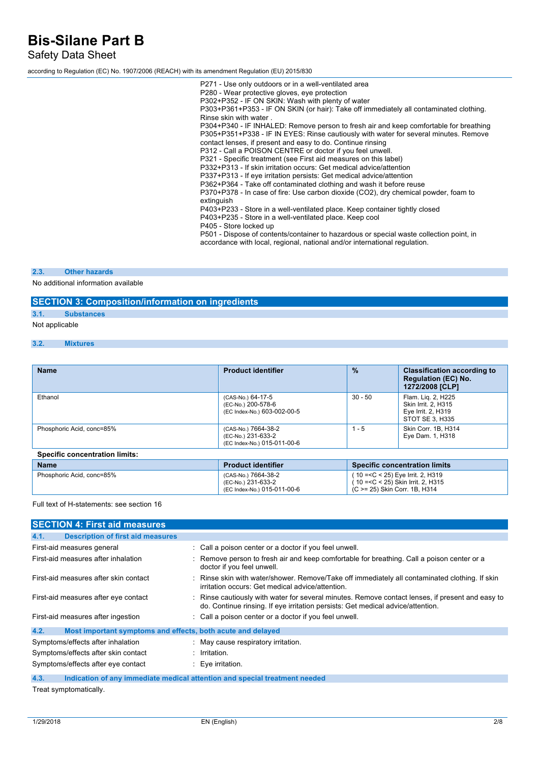P271 - Use only outdoors or in a well-ventilated area
P280 - Wear protective gloves, eye protection
P302+P352 - IF ON SKIN: Wash with plenty of water
P303+P361+P353 - IF ON SKIN (or hair): Take off immediately all contaminated clothing. Rinse skin with water .
P304+P340 - IF INHALED: Remove person to fresh air and keep comfortable for breathing
P305+P351+P338 - IF IN EYES: Rinse cautiously with water for several minutes. Remove contact lenses, if present and easy to do. Continue rinsing
P312 - Call a POISON CENTRE or doctor if you feel unwell.
P321 - Specific treatment (see First aid measures on this label)
P332+P313 - If skin irritation occurs: Get medical advice/attention
P337+P313 - If eye irritation persists: Get medical advice/attention
P362+P364 - Take off contaminated clothing and wash it before reuse
P370+P378 - In case of fire: Use carbon dioxide (CO2), dry chemical powder, foam to extinguish
P403+P233 - Store in a well-ventilated place. Keep container tightly closed
P403+P235 - Store in a well-ventilated place. Keep cool
P405 - Store locked up
P501 - Dispose of contents/container to hazardous or special waste collection point, in accordance with local, regional, national and/or international regulation.

### 2.3. Other hazards

No additional information available

## SECTION 3: Composition/information on ingredients

### 3.1. Substances

Not applicable

### 3.2. Mixtures

| Name | Product identifier | % | Classification according to Regulation (EC) No. 1272/2008 [CLP] |
|---|---|---|---|
| Ethanol | (CAS-No.) 64-17-5<br>(EC-No.) 200-578-6<br>(EC Index-No.) 603-002-00-5 | 30 - 50 | Flam. Liq. 2, H225<br>Skin Irrit. 2, H315<br>Eye Irrit. 2, H319<br>STOT SE 3, H335 |
| Phosphoric Acid, conc=85% | (CAS-No.) 7664-38-2<br>(EC-No.) 231-633-2<br>(EC Index-No.) 015-011-00-6 | 1 - 5 | Skin Corr. 1B, H314<br>Eye Dam. 1, H318 |

**Specific concentration limits:**

| Name | Product identifier | Specific concentration limits |
|---|---|---|
| Phosphoric Acid, conc=85% | (CAS-No.) 7664-38-2<br>(EC-No.) 231-633-2<br>(EC Index-No.) 015-011-00-6 | ( 10 =<C < 25) Eye Irrit. 2, H319<br>( 10 =<C < 25) Skin Irrit. 2, H315<br>(C >= 25) Skin Corr. 1B, H314 |

Full text of H-statements: see section 16

## SECTION 4: First aid measures

### 4.1. Description of first aid measures

First-aid measures general : Call a poison center or a doctor if you feel unwell.

First-aid measures after inhalation : Remove person to fresh air and keep comfortable for breathing. Call a poison center or a doctor if you feel unwell.

First-aid measures after skin contact : Rinse skin with water/shower. Remove/Take off immediately all contaminated clothing. If skin irritation occurs: Get medical advice/attention.

First-aid measures after eye contact : Rinse cautiously with water for several minutes. Remove contact lenses, if present and easy to do. Continue rinsing. If eye irritation persists: Get medical advice/attention.

First-aid measures after ingestion : Call a poison center or a doctor if you feel unwell.

### 4.2. Most important symptoms and effects, both acute and delayed

Symptoms/effects after inhalation : May cause respiratory irritation.

Symptoms/effects after skin contact : Irritation.

Symptoms/effects after eye contact : Eye irritation.

### 4.3. Indication of any immediate medical attention and special treatment needed

Treat symptomatically.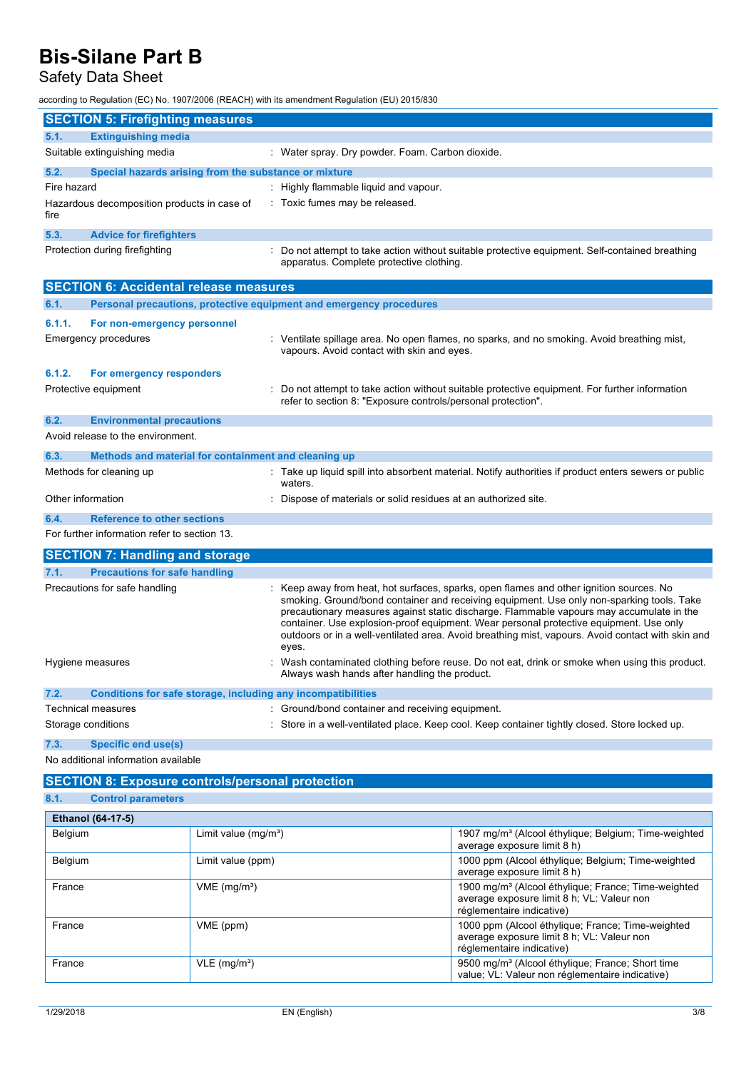## SECTION 5: Firefighting measures

### 5.1. Extinguishing media

Suitable extinguishing media : Water spray. Dry powder. Foam. Carbon dioxide.

### 5.2. Special hazards arising from the substance or mixture

Fire hazard : Highly flammable liquid and vapour.

Hazardous decomposition products in case of fire : Toxic fumes may be released.

### 5.3. Advice for firefighters

Protection during firefighting : Do not attempt to take action without suitable protective equipment. Self-contained breathing apparatus. Complete protective clothing.

## SECTION 6: Accidental release measures

### 6.1. Personal precautions, protective equipment and emergency procedures

#### 6.1.1. For non-emergency personnel

Emergency procedures : Ventilate spillage area. No open flames, no sparks, and no smoking. Avoid breathing mist, vapours. Avoid contact with skin and eyes.

#### 6.1.2. For emergency responders

Protective equipment : Do not attempt to take action without suitable protective equipment. For further information refer to section 8: "Exposure controls/personal protection".

### 6.2. Environmental precautions

Avoid release to the environment.

### 6.3. Methods and material for containment and cleaning up

Methods for cleaning up : Take up liquid spill into absorbent material. Notify authorities if product enters sewers or public waters.

Other information : Dispose of materials or solid residues at an authorized site.

### 6.4. Reference to other sections

For further information refer to section 13.

## SECTION 7: Handling and storage

### 7.1. Precautions for safe handling

Precautions for safe handling : Keep away from heat, hot surfaces, sparks, open flames and other ignition sources. No smoking. Ground/bond container and receiving equipment. Use only non-sparking tools. Take precautionary measures against static discharge. Flammable vapours may accumulate in the container. Use explosion-proof equipment. Wear personal protective equipment. Use only outdoors or in a well-ventilated area. Avoid breathing mist, vapours. Avoid contact with skin and eyes.

Hygiene measures : Wash contaminated clothing before reuse. Do not eat, drink or smoke when using this product. Always wash hands after handling the product.

### 7.2. Conditions for safe storage, including any incompatibilities

Technical measures : Ground/bond container and receiving equipment.

Storage conditions : Store in a well-ventilated place. Keep cool. Keep container tightly closed. Store locked up.

### 7.3. Specific end use(s)

No additional information available

## SECTION 8: Exposure controls/personal protection

### 8.1. Control parameters

| Ethanol (64-17-5) | | |
|---|---|---|
| Belgium | Limit value (mg/m³) | 1907 mg/m³ (Alcool éthylique; Belgium; Time-weighted average exposure limit 8 h) |
| Belgium | Limit value (ppm) | 1000 ppm (Alcool éthylique; Belgium; Time-weighted average exposure limit 8 h) |
| France | VME (mg/m³) | 1900 mg/m³ (Alcool éthylique; France; Time-weighted average exposure limit 8 h; VL: Valeur non réglementaire indicative) |
| France | VME (ppm) | 1000 ppm (Alcool éthylique; France; Time-weighted average exposure limit 8 h; VL: Valeur non réglementaire indicative) |
| France | VLE (mg/m³) | 9500 mg/m³ (Alcool éthylique; France; Short time value; VL: Valeur non réglementaire indicative) |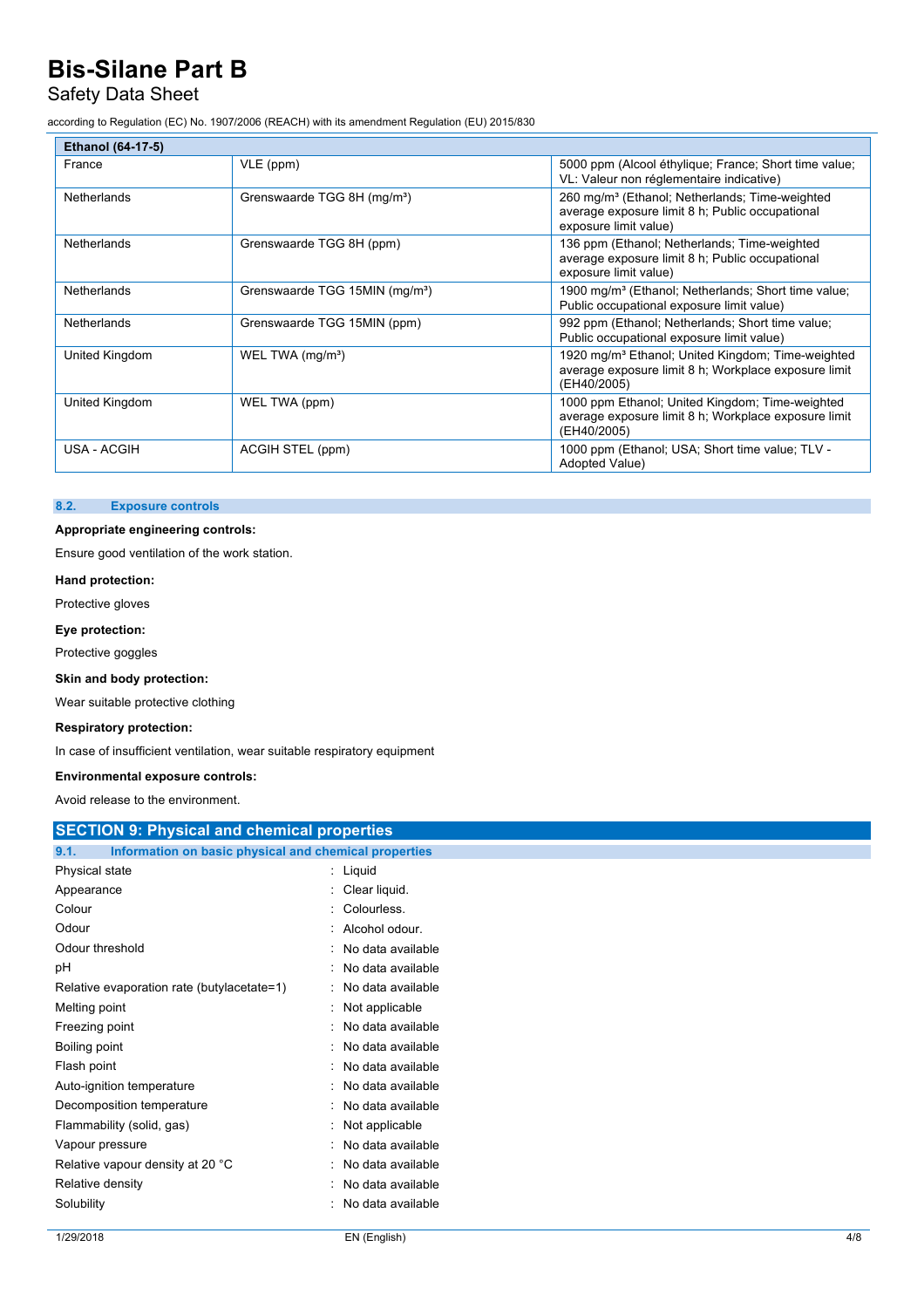| Ethanol (64-17-5) | | |
|---|---|---|
| France | VLE (ppm) | 5000 ppm (Alcool éthylique; France; Short time value; VL: Valeur non réglementaire indicative) |
| Netherlands | Grenswaarde TGG 8H (mg/m³) | 260 mg/m³ (Ethanol; Netherlands; Time-weighted average exposure limit 8 h; Public occupational exposure limit value) |
| Netherlands | Grenswaarde TGG 8H (ppm) | 136 ppm (Ethanol; Netherlands; Time-weighted average exposure limit 8 h; Public occupational exposure limit value) |
| Netherlands | Grenswaarde TGG 15MIN (mg/m³) | 1900 mg/m³ (Ethanol; Netherlands; Short time value; Public occupational exposure limit value) |
| Netherlands | Grenswaarde TGG 15MIN (ppm) | 992 ppm (Ethanol; Netherlands; Short time value; Public occupational exposure limit value) |
| United Kingdom | WEL TWA (mg/m³) | 1920 mg/m³ Ethanol; United Kingdom; Time-weighted average exposure limit 8 h; Workplace exposure limit (EH40/2005) |
| United Kingdom | WEL TWA (ppm) | 1000 ppm Ethanol; United Kingdom; Time-weighted average exposure limit 8 h; Workplace exposure limit (EH40/2005) |
| USA - ACGIH | ACGIH STEL (ppm) | 1000 ppm (Ethanol; USA; Short time value; TLV - Adopted Value) |

### 8.2. Exposure controls

**Appropriate engineering controls:**

Ensure good ventilation of the work station.

**Hand protection:**

Protective gloves

**Eye protection:**

Protective goggles

**Skin and body protection:**

Wear suitable protective clothing

**Respiratory protection:**

In case of insufficient ventilation, wear suitable respiratory equipment

**Environmental exposure controls:**

Avoid release to the environment.

## SECTION 9: Physical and chemical properties

### 9.1. Information on basic physical and chemical properties

| | |
|---|---|
| Physical state | : Liquid |
| Appearance | : Clear liquid. |
| Colour | : Colourless. |
| Odour | : Alcohol odour. |
| Odour threshold | : No data available |
| pH | : No data available |
| Relative evaporation rate (butylacetate=1) | : No data available |
| Melting point | : Not applicable |
| Freezing point | : No data available |
| Boiling point | : No data available |
| Flash point | : No data available |
| Auto-ignition temperature | : No data available |
| Decomposition temperature | : No data available |
| Flammability (solid, gas) | : Not applicable |
| Vapour pressure | : No data available |
| Relative vapour density at 20 °C | : No data available |
| Relative density | : No data available |
| Solubility | : No data available |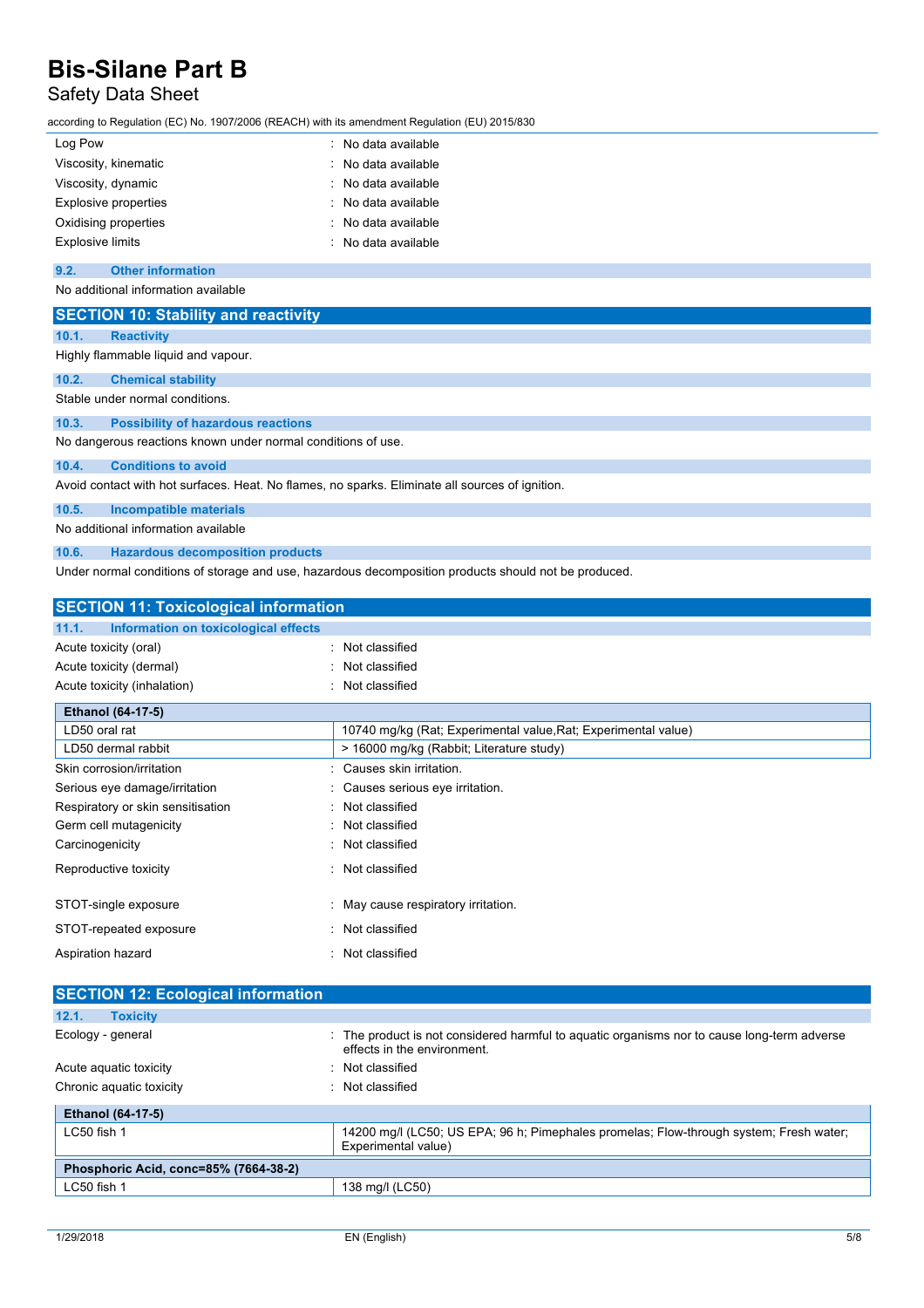| | |
|---|---|
| Log Pow | : No data available |
| Viscosity, kinematic | : No data available |
| Viscosity, dynamic | : No data available |
| Explosive properties | : No data available |
| Oxidising properties | : No data available |
| Explosive limits | : No data available |

### 9.2. Other information

No additional information available

## SECTION 10: Stability and reactivity

### 10.1. Reactivity

Highly flammable liquid and vapour.

### 10.2. Chemical stability

Stable under normal conditions.

### 10.3. Possibility of hazardous reactions

No dangerous reactions known under normal conditions of use.

### 10.4. Conditions to avoid

Avoid contact with hot surfaces. Heat. No flames, no sparks. Eliminate all sources of ignition.

### 10.5. Incompatible materials

No additional information available

### 10.6. Hazardous decomposition products

Under normal conditions of storage and use, hazardous decomposition products should not be produced.

## SECTION 11: Toxicological information

### 11.1. Information on toxicological effects

| | |
|---|---|
| Acute toxicity (oral) | : Not classified |
| Acute toxicity (dermal) | : Not classified |
| Acute toxicity (inhalation) | : Not classified |

| **Ethanol (64-17-5)** | |
|---|---|
| LD50 oral rat | 10740 mg/kg (Rat; Experimental value,Rat; Experimental value) |
| LD50 dermal rabbit | > 16000 mg/kg (Rabbit; Literature study) |

| | |
|---|---|
| Skin corrosion/irritation | : Causes skin irritation. |
| Serious eye damage/irritation | : Causes serious eye irritation. |
| Respiratory or skin sensitisation | : Not classified |
| Germ cell mutagenicity | : Not classified |
| Carcinogenicity | : Not classified |
| Reproductive toxicity | : Not classified |
| STOT-single exposure | : May cause respiratory irritation. |
| STOT-repeated exposure | : Not classified |
| Aspiration hazard | : Not classified |

## SECTION 12: Ecological information

### 12.1. Toxicity

| | |
|---|---|
| Ecology - general | : The product is not considered harmful to aquatic organisms nor to cause long-term adverse effects in the environment. |
| Acute aquatic toxicity | : Not classified |
| Chronic aquatic toxicity | : Not classified |

| **Ethanol (64-17-5)** | |
|---|---|
| LC50 fish 1 | 14200 mg/l (LC50; US EPA; 96 h; Pimephales promelas; Flow-through system; Fresh water; Experimental value) |

| **Phosphoric Acid, conc=85% (7664-38-2)** | |
|---|---|
| LC50 fish 1 | 138 mg/l (LC50) |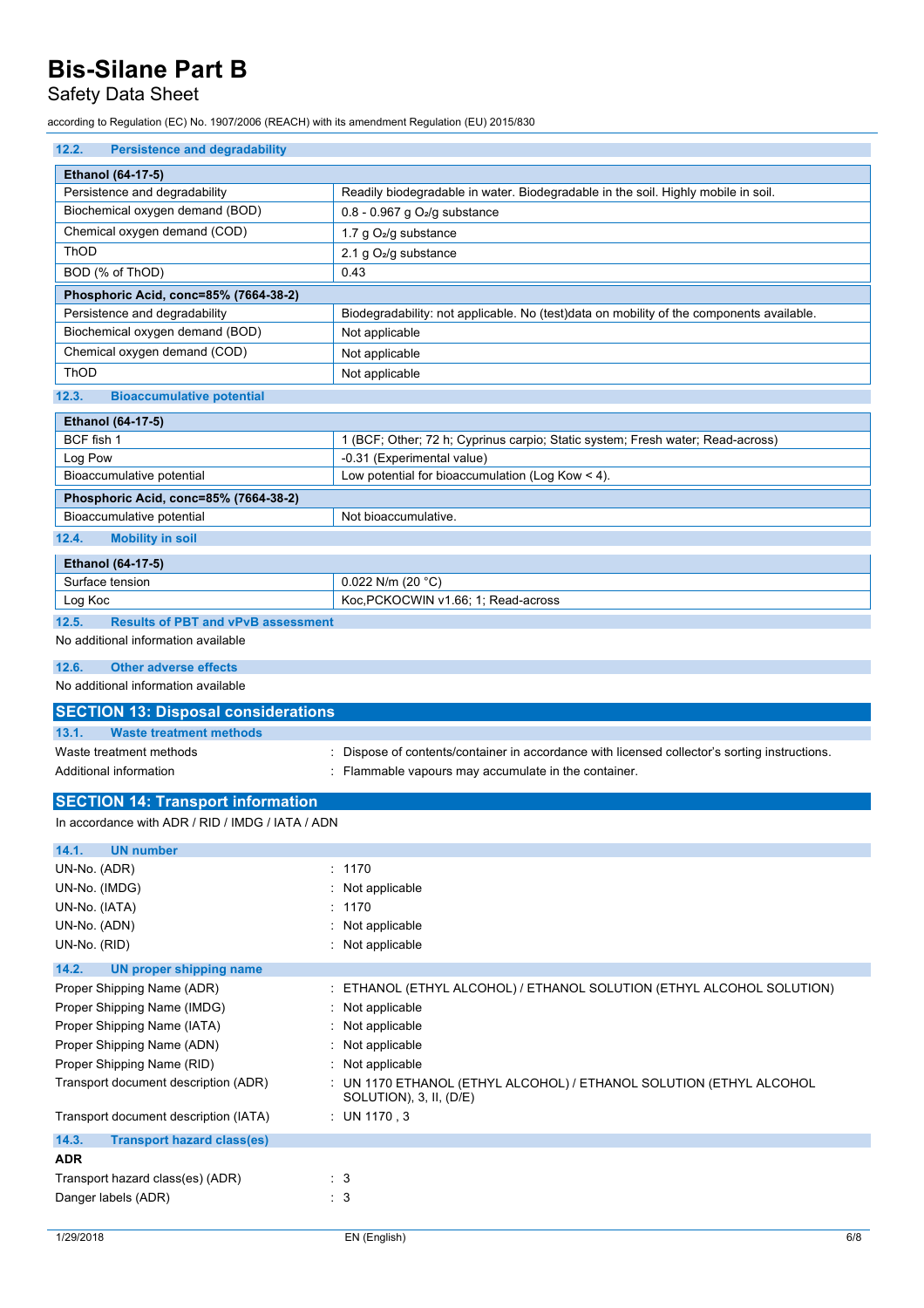### 12.2. Persistence and degradability

| Ethanol (64-17-5) | |
|---|---|
| Persistence and degradability | Readily biodegradable in water. Biodegradable in the soil. Highly mobile in soil. |
| Biochemical oxygen demand (BOD) | 0.8 - 0.967 g $O_2$/g substance |
| Chemical oxygen demand (COD) | 1.7 g $O_2$/g substance |
| ThOD | 2.1 g $O_2$/g substance |
| BOD (% of ThOD) | 0.43 |
| **Phosphoric Acid, conc=85% (7664-38-2)** | |
| Persistence and degradability | Biodegradability: not applicable. No (test)data on mobility of the components available. |
| Biochemical oxygen demand (BOD) | Not applicable |
| Chemical oxygen demand (COD) | Not applicable |
| ThOD | Not applicable |

### 12.3. Bioaccumulative potential

| Ethanol (64-17-5) | |
|---|---|
| BCF fish 1 | 1 (BCF; Other; 72 h; Cyprinus carpio; Static system; Fresh water; Read-across) |
| Log Pow | -0.31 (Experimental value) |
| Bioaccumulative potential | Low potential for bioaccumulation (Log Kow < 4). |
| **Phosphoric Acid, conc=85% (7664-38-2)** | |
| Bioaccumulative potential | Not bioaccumulative. |

### 12.4. Mobility in soil

| Ethanol (64-17-5) | |
|---|---|
| Surface tension | 0.022 N/m (20 °C) |
| Log Koc | Koc,PCKOCWIN v1.66; 1; Read-across |

### 12.5. Results of PBT and vPvB assessment

No additional information available

### 12.6. Other adverse effects

No additional information available

## SECTION 13: Disposal considerations

### 13.1. Waste treatment methods

Waste treatment methods : Dispose of contents/container in accordance with licensed collector's sorting instructions.

Additional information : Flammable vapours may accumulate in the container.

## SECTION 14: Transport information

In accordance with ADR / RID / IMDG / IATA / ADN

### 14.1. UN number

UN-No. (ADR) : 1170

UN-No. (IMDG) : Not applicable

UN-No. (IATA) : 1170

UN-No. (ADN) : Not applicable

UN-No. (RID) : Not applicable

### 14.2. UN proper shipping name

Proper Shipping Name (ADR) : ETHANOL (ETHYL ALCOHOL) / ETHANOL SOLUTION (ETHYL ALCOHOL SOLUTION)

Proper Shipping Name (IMDG) : Not applicable

Proper Shipping Name (IATA) : Not applicable

Proper Shipping Name (ADN) : Not applicable

Proper Shipping Name (RID) : Not applicable

Transport document description (ADR) : UN 1170 ETHANOL (ETHYL ALCOHOL) / ETHANOL SOLUTION (ETHYL ALCOHOL SOLUTION), 3, II, (D/E)

Transport document description (IATA) : UN 1170 , 3

### 14.3. Transport hazard class(es)

**ADR**

Transport hazard class(es) (ADR) : 3

Danger labels (ADR) : 3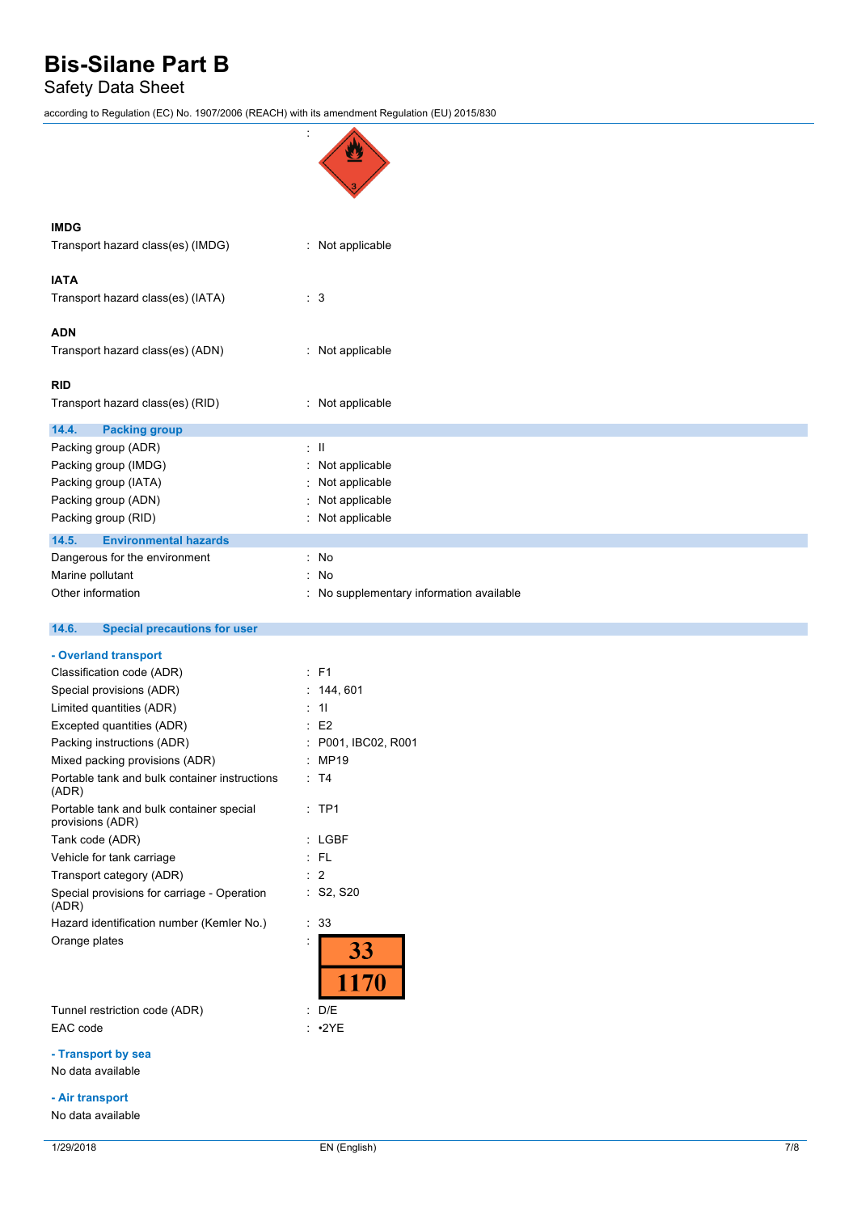:

**IMDG**

Transport hazard class(es) (IMDG) : Not applicable

**IATA**

Transport hazard class(es) (IATA) : 3

**ADN**

Transport hazard class(es) (ADN) : Not applicable

**RID**

Transport hazard class(es) (RID) : Not applicable

### 14.4. Packing group

| | |
|---|---|
| Packing group (ADR) | : II |
| Packing group (IMDG) | : Not applicable |
| Packing group (IATA) | : Not applicable |
| Packing group (ADN) | : Not applicable |
| Packing group (RID) | : Not applicable |

### 14.5. Environmental hazards

| | |
|---|---|
| Dangerous for the environment | : No |
| Marine pollutant | : No |
| Other information | : No supplementary information available |

### 14.6. Special precautions for user

**- Overland transport**

| | |
|---|---|
| Classification code (ADR) | : F1 |
| Special provisions (ADR) | : 144, 601 |
| Limited quantities (ADR) | : 1l |
| Excepted quantities (ADR) | : E2 |
| Packing instructions (ADR) | : P001, IBC02, R001 |
| Mixed packing provisions (ADR) | : MP19 |
| Portable tank and bulk container instructions (ADR) | : T4 |
| Portable tank and bulk container special provisions (ADR) | : TP1 |
| Tank code (ADR) | : LGBF |
| Vehicle for tank carriage | : FL |
| Transport category (ADR) | : 2 |
| Special provisions for carriage - Operation (ADR) | : S2, S20 |
| Hazard identification number (Kemler No.) | : 33 |
| Orange plates | : 33 / 1170 |
| Tunnel restriction code (ADR) | : D/E |
| EAC code | : •2YE |

**- Transport by sea**

No data available

**- Air transport**

No data available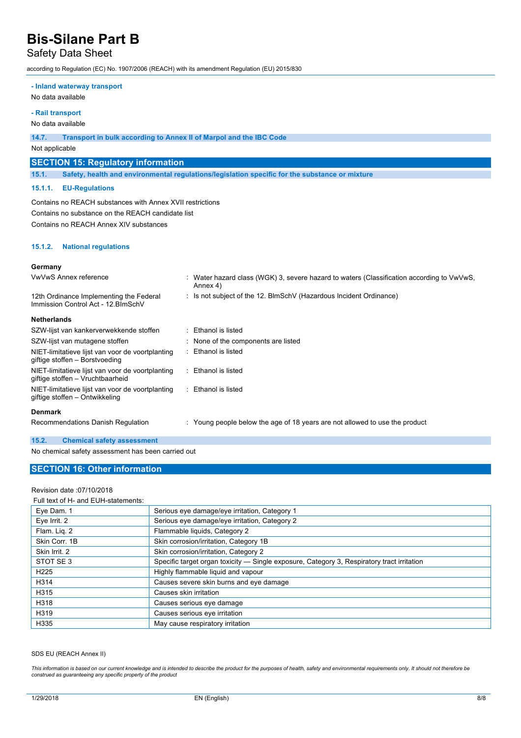- **Inland waterway transport**

No data available

- **Rail transport**

No data available

### 14.7. Transport in bulk according to Annex II of Marpol and the IBC Code

Not applicable

## SECTION 15: Regulatory information

### 15.1. Safety, health and environmental regulations/legislation specific for the substance or mixture

#### 15.1.1. EU-Regulations

Contains no REACH substances with Annex XVII restrictions

Contains no substance on the REACH candidate list

Contains no REACH Annex XIV substances

#### 15.1.2. National regulations

**Germany**

| | |
|---|---|
| VwVwS Annex reference | : Water hazard class (WGK) 3, severe hazard to waters (Classification according to VwVwS, Annex 4) |
| 12th Ordinance Implementing the Federal Immission Control Act - 12.BImSchV | : Is not subject of the 12. BlmSchV (Hazardous Incident Ordinance) |

**Netherlands**

| | |
|---|---|
| SZW-lijst van kankerverwekkende stoffen | : Ethanol is listed |
| SZW-lijst van mutagene stoffen | : None of the components are listed |
| NIET-limitatieve lijst van voor de voortplanting giftige stoffen – Borstvoeding | : Ethanol is listed |
| NIET-limitatieve lijst van voor de voortplanting giftige stoffen – Vruchtbaarheid | : Ethanol is listed |
| NIET-limitatieve lijst van voor de voortplanting giftige stoffen – Ontwikkeling | : Ethanol is listed |

**Denmark**

| | |
|---|---|
| Recommendations Danish Regulation | : Young people below the age of 18 years are not allowed to use the product |

### 15.2. Chemical safety assessment

No chemical safety assessment has been carried out

## SECTION 16: Other information

Revision date :07/10/2018

Full text of H- and EUH-statements:

| | |
|---|---|
| Eye Dam. 1 | Serious eye damage/eye irritation, Category 1 |
| Eye Irrit. 2 | Serious eye damage/eye irritation, Category 2 |
| Flam. Liq. 2 | Flammable liquids, Category 2 |
| Skin Corr. 1B | Skin corrosion/irritation, Category 1B |
| Skin Irrit. 2 | Skin corrosion/irritation, Category 2 |
| STOT SE 3 | Specific target organ toxicity — Single exposure, Category 3, Respiratory tract irritation |
| H225 | Highly flammable liquid and vapour |
| H314 | Causes severe skin burns and eye damage |
| H315 | Causes skin irritation |
| H318 | Causes serious eye damage |
| H319 | Causes serious eye irritation |
| H335 | May cause respiratory irritation |

SDS EU (REACH Annex II)

*This information is based on our current knowledge and is intended to describe the product for the purposes of health, safety and environmental requirements only. It should not therefore be construed as guaranteeing any specific property of the product*